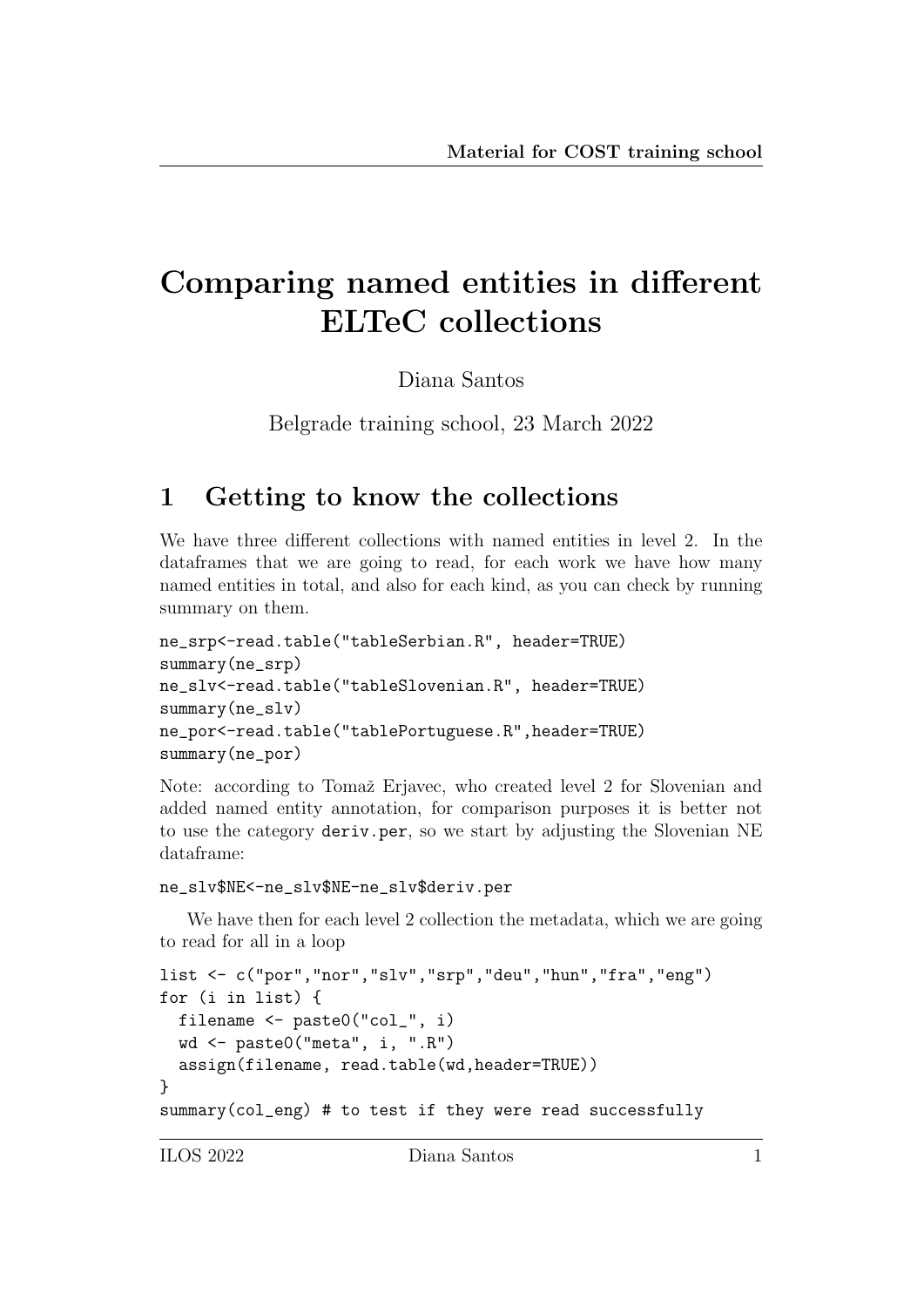# Comparing named entities in different ELTeC collections

Diana Santos

Belgrade training school, 23 March 2022

## 1 Getting to know the collections

We have three different collections with named entities in level 2. In the dataframes that we are going to read, for each work we have how many named entities in total, and also for each kind, as you can check by running summary on them.

```
ne_srp<-read.table("tableSerbian.R", header=TRUE)
summary(ne_srp)
ne_slv<-read.table("tableSlovenian.R", header=TRUE)
summary(ne_slv)
ne_por<-read.table("tablePortuguese.R",header=TRUE)
summary(ne_por)
```

Note: according to Tomaž Erjavec, who created level 2 for Slovenian and added named entity annotation, for comparison purposes it is better not to use the category `deriv.per`, so we start by adjusting the Slovenian NE dataframe:

```
ne_slv$NE<-ne_slv$NE-ne_slv$deriv.per
```

We have then for each level 2 collection the metadata, which we are going to read for all in a loop

```
list <- c("por","nor","slv","srp","deu","hun","fra","eng")
for (i in list) {
  filename <- paste0("col_", i)
  wd <- paste0("meta", i, ".R")
  assign(filename, read.table(wd,header=TRUE))
}
summary(col_eng) # to test if they were read successfully
```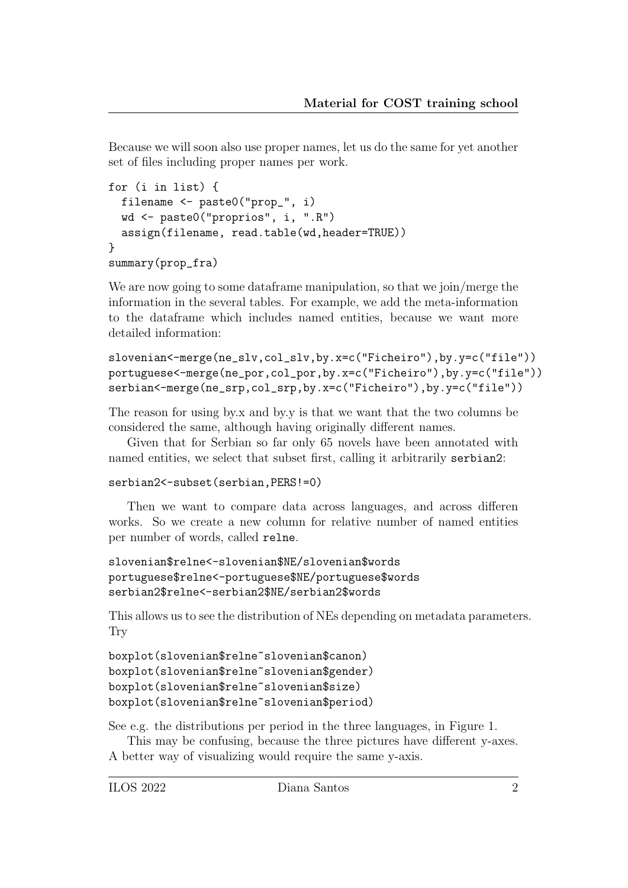Because we will soon also use proper names, let us do the same for yet another set of files including proper names per work.

```
for (i in list) {
  filename <- paste0("prop_", i)
  wd <- paste0("proprios", i, ".R")
  assign(filename, read.table(wd,header=TRUE))
}
summary(prop_fra)
```

We are now going to some dataframe manipulation, so that we join/merge the information in the several tables. For example, we add the meta-information to the dataframe which includes named entities, because we want more detailed information:

```
slovenian<-merge(ne_slv,col_slv,by.x=c("Ficheiro"),by.y=c("file"))
portuguese<-merge(ne_por,col_por,by.x=c("Ficheiro"),by.y=c("file"))
serbian<-merge(ne_srp,col_srp,by.x=c("Ficheiro"),by.y=c("file"))
```

The reason for using by.x and by.y is that we want that the two columns be considered the same, although having originally different names.

Given that for Serbian so far only 65 novels have been annotated with named entities, we select that subset first, calling it arbitrarily `serbian2`:

```
serbian2<-subset(serbian,PERS!=0)
```

Then we want to compare data across languages, and across differen works. So we create a new column for relative number of named entities per number of words, called `relne`.

```
slovenian$relne<-slovenian$NE/slovenian$words
portuguese$relne<-portuguese$NE/portuguese$words
serbian2$relne<-serbian2$NE/serbian2$words
```

This allows us to see the distribution of NEs depending on metadata parameters. Try

```
boxplot(slovenian$relne~slovenian$canon)
boxplot(slovenian$relne~slovenian$gender)
boxplot(slovenian$relne~slovenian$size)
boxplot(slovenian$relne~slovenian$period)
```

See e.g. the distributions per period in the three languages, in Figure 1.

This may be confusing, because the three pictures have different y-axes. A better way of visualizing would require the same y-axis.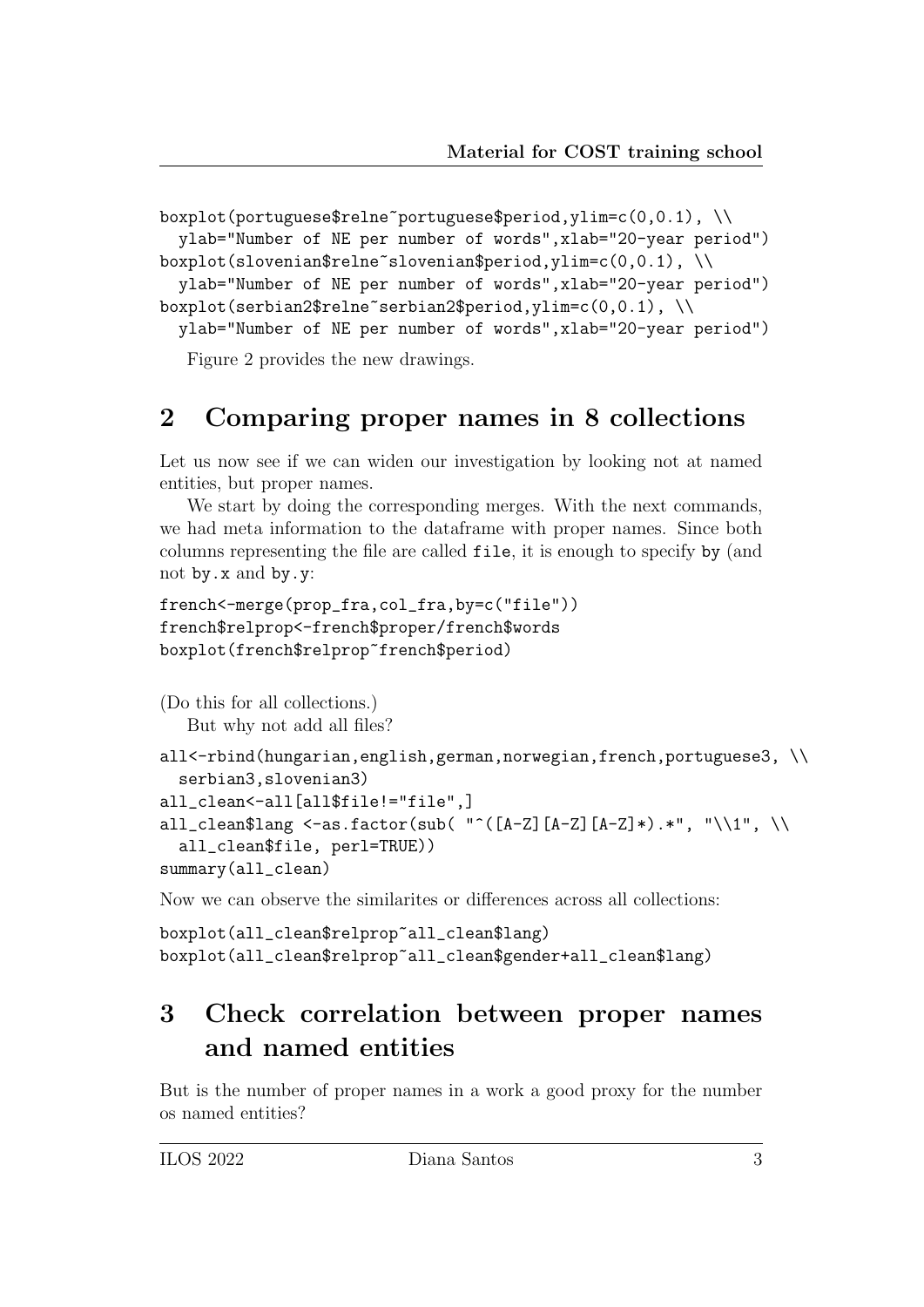```
boxplot(portuguese$relne~portuguese$period,ylim=c(0,0.1), \\
  ylab="Number of NE per number of words",xlab="20-year period")
boxplot(slovenian$relne~slovenian$period,ylim=c(0,0.1), \\
  ylab="Number of NE per number of words",xlab="20-year period")
boxplot(serbian2$relne~serbian2$period,ylim=c(0,0.1), \\
  ylab="Number of NE per number of words",xlab="20-year period")
```

Figure 2 provides the new drawings.

## 2 Comparing proper names in 8 collections

Let us now see if we can widen our investigation by looking not at named entities, but proper names.

We start by doing the corresponding merges. With the next commands, we had meta information to the dataframe with proper names. Since both columns representing the file are called `file`, it is enough to specify `by` (and not `by.x` and `by.y`:

```
french<-merge(prop_fra,col_fra,by=c("file"))
french$relprop<-french$proper/french$words
boxplot(french$relprop~french$period)
```

(Do this for all collections.)

But why not add all files?

```
all<-rbind(hungarian,english,german,norwegian,french,portuguese3, \\
  serbian3,slovenian3)
all_clean<-all[all$file!="file",]
all_clean$lang <-as.factor(sub( "^([A-Z][A-Z][A-Z]*).*", "\\1", \\
  all_clean$file, perl=TRUE))
summary(all_clean)
```

Now we can observe the similarites or differences across all collections:

```
boxplot(all_clean$relprop~all_clean$lang)
boxplot(all_clean$relprop~all_clean$gender+all_clean$lang)
```

## 3 Check correlation between proper names and named entities

But is the number of proper names in a work a good proxy for the number os named entities?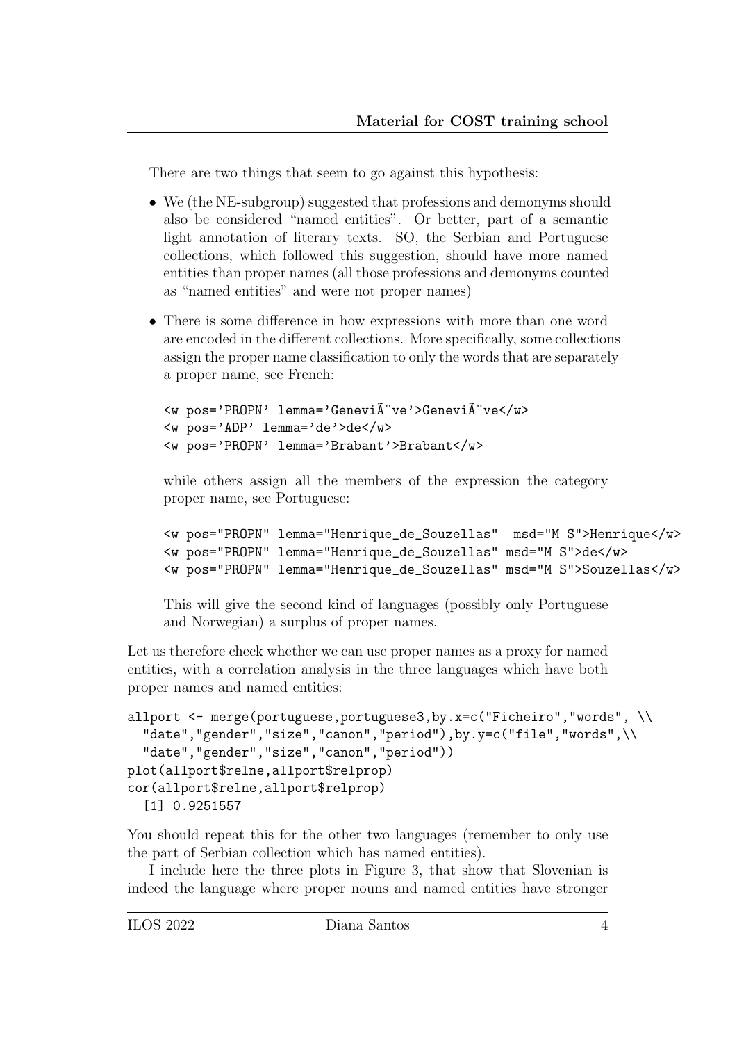There are two things that seem to go against this hypothesis:

- We (the NE-subgroup) suggested that professions and demonyms should also be considered "named entities". Or better, part of a semantic light annotation of literary texts. SO, the Serbian and Portuguese collections, which followed this suggestion, should have more named entities than proper names (all those professions and demonyms counted as "named entities" and were not proper names)

- There is some difference in how expressions with more than one word are encoded in the different collections. More specifically, some collections assign the proper name classification to only the words that are separately a proper name, see French:

  ```
  <w pos='PROPN' lemma='GeneviÃ¨ve'>GeneviÃ¨ve</w>
  <w pos='ADP' lemma='de'>de</w>
  <w pos='PROPN' lemma='Brabant'>Brabant</w>
  ```

  while others assign all the members of the expression the category proper name, see Portuguese:

  ```
  <w pos="PROPN" lemma="Henrique_de_Souzellas"  msd="M S">Henrique</w>
  <w pos="PROPN" lemma="Henrique_de_Souzellas" msd="M S">de</w>
  <w pos="PROPN" lemma="Henrique_de_Souzellas" msd="M S">Souzellas</w>
  ```

  This will give the second kind of languages (possibly only Portuguese and Norwegian) a surplus of proper names.

Let us therefore check whether we can use proper names as a proxy for named entities, with a correlation analysis in the three languages which have both proper names and named entities:

```
allport <- merge(portuguese,portuguese3,by.x=c("Ficheiro","words", \\
  "date","gender","size","canon","period"),by.y=c("file","words",\\
  "date","gender","size","canon","period"))
plot(allport$relne,allport$relprop)
cor(allport$relne,allport$relprop)
  [1] 0.9251557
```

You should repeat this for the other two languages (remember to only use the part of Serbian collection which has named entities).

I include here the three plots in Figure 3, that show that Slovenian is indeed the language where proper nouns and named entities have stronger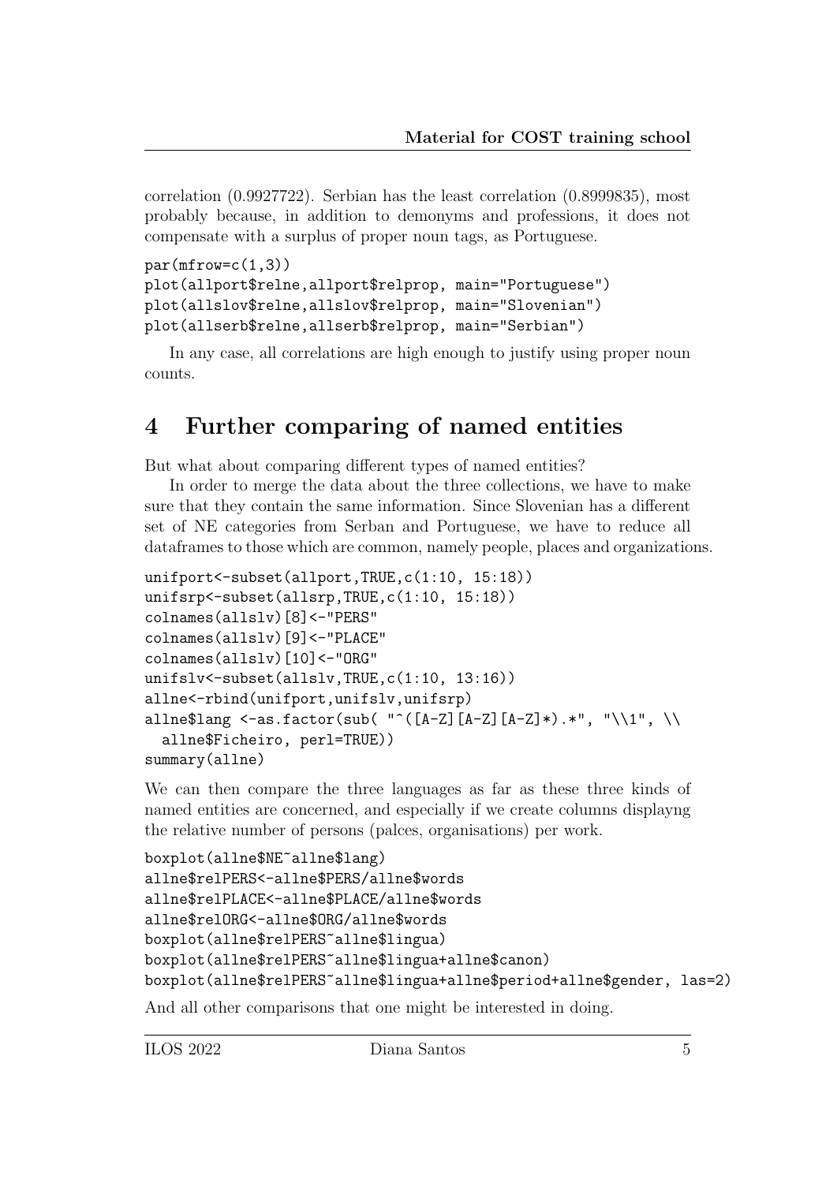correlation (0.9927722). Serbian has the least correlation (0.8999835), most probably because, in addition to demonyms and professions, it does not compensate with a surplus of proper noun tags, as Portuguese.

```
par(mfrow=c(1,3))
plot(allport$relne,allport$relprop, main="Portuguese")
plot(allslov$relne,allslov$relprop, main="Slovenian")
plot(allserb$relne,allserb$relprop, main="Serbian")
```

In any case, all correlations are high enough to justify using proper noun counts.

# 4 Further comparing of named entities

But what about comparing different types of named entities?

In order to merge the data about the three collections, we have to make sure that they contain the same information. Since Slovenian has a different set of NE categories from Serban and Portuguese, we have to reduce all dataframes to those which are common, namely people, places and organizations.

```
unifport<-subset(allport,TRUE,c(1:10, 15:18))
unifsrp<-subset(allsrp,TRUE,c(1:10, 15:18))
colnames(allslv)[8]<-"PERS"
colnames(allslv)[9]<-"PLACE"
colnames(allslv)[10]<-"ORG"
unifslv<-subset(allslv,TRUE,c(1:10, 13:16))
allne<-rbind(unifport,unifslv,unifsrp)
allne$lang <-as.factor(sub( "^([A-Z][A-Z][A-Z]*).*", "\\1", \\
  allne$Ficheiro, perl=TRUE))
summary(allne)
```

We can then compare the three languages as far as these three kinds of named entities are concerned, and especially if we create columns displayng the relative number of persons (palces, organisations) per work.

```
boxplot(allne$NE~allne$lang)
allne$relPERS<-allne$PERS/allne$words
allne$relPLACE<-allne$PLACE/allne$words
allne$relORG<-allne$ORG/allne$words
boxplot(allne$relPERS~allne$lingua)
boxplot(allne$relPERS~allne$lingua+allne$canon)
boxplot(allne$relPERS~allne$lingua+allne$period+allne$gender, las=2)
```

And all other comparisons that one might be interested in doing.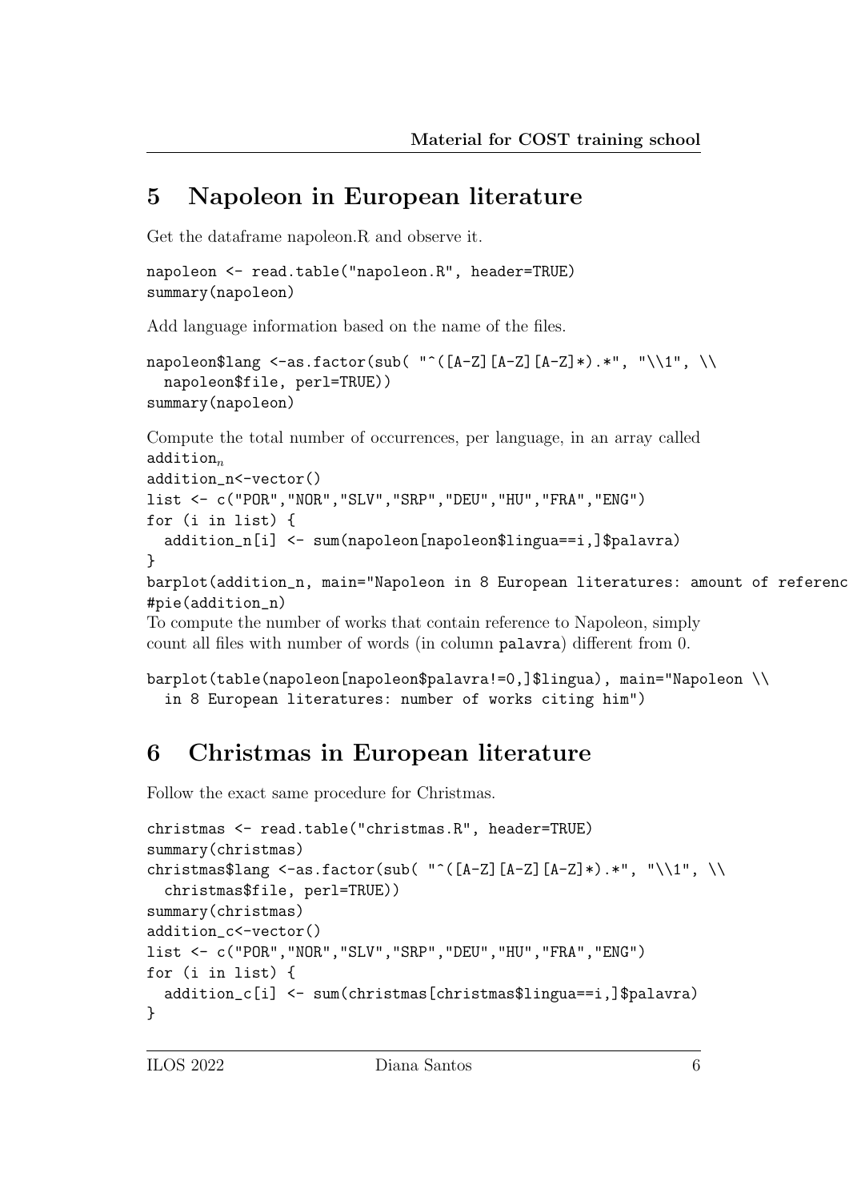## 5 Napoleon in European literature

Get the dataframe napoleon.R and observe it.

```
napoleon <- read.table("napoleon.R", header=TRUE)
summary(napoleon)
```

Add language information based on the name of the files.

```
napoleon$lang <-as.factor(sub( "^([A-Z][A-Z][A-Z]*).*", "\\1", \\
  napoleon$file, perl=TRUE))
summary(napoleon)
```

Compute the total number of occurrences, per language, in an array called addition$_n$

```
addition_n<-vector()
list <- c("POR","NOR","SLV","SRP","DEU","HU","FRA","ENG")
for (i in list) {
  addition_n[i] <- sum(napoleon[napoleon$lingua==i,]$palavra)
}
barplot(addition_n, main="Napoleon in 8 European literatures: amount of referenc
#pie(addition_n)
```

To compute the number of works that contain reference to Napoleon, simply count all files with number of words (in column `palavra`) different from 0.

```
barplot(table(napoleon[napoleon$palavra!=0,]$lingua), main="Napoleon \\
  in 8 European literatures: number of works citing him")
```

## 6 Christmas in European literature

Follow the exact same procedure for Christmas.

```
christmas <- read.table("christmas.R", header=TRUE)
summary(christmas)
christmas$lang <-as.factor(sub( "^([A-Z][A-Z][A-Z]*).*", "\\1", \\
  christmas$file, perl=TRUE))
summary(christmas)
addition_c<-vector()
list <- c("POR","NOR","SLV","SRP","DEU","HU","FRA","ENG")
for (i in list) {
  addition_c[i] <- sum(christmas[christmas$lingua==i,]$palavra)
}
```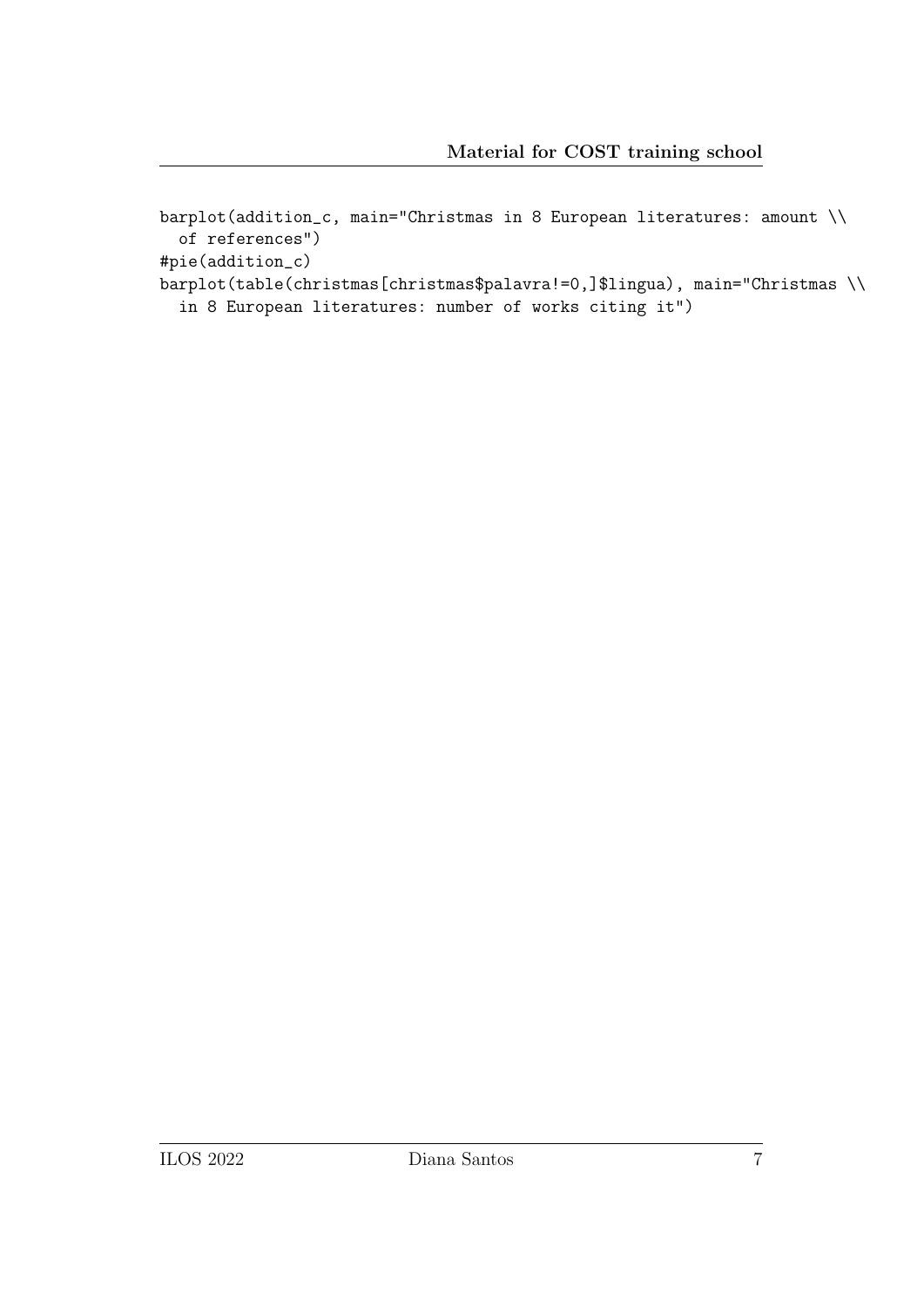```
barplot(addition_c, main="Christmas in 8 European literatures: amount \\
  of references")
#pie(addition_c)
barplot(table(christmas[christmas$palavra!=0,]$lingua), main="Christmas \\
  in 8 European literatures: number of works citing it")
```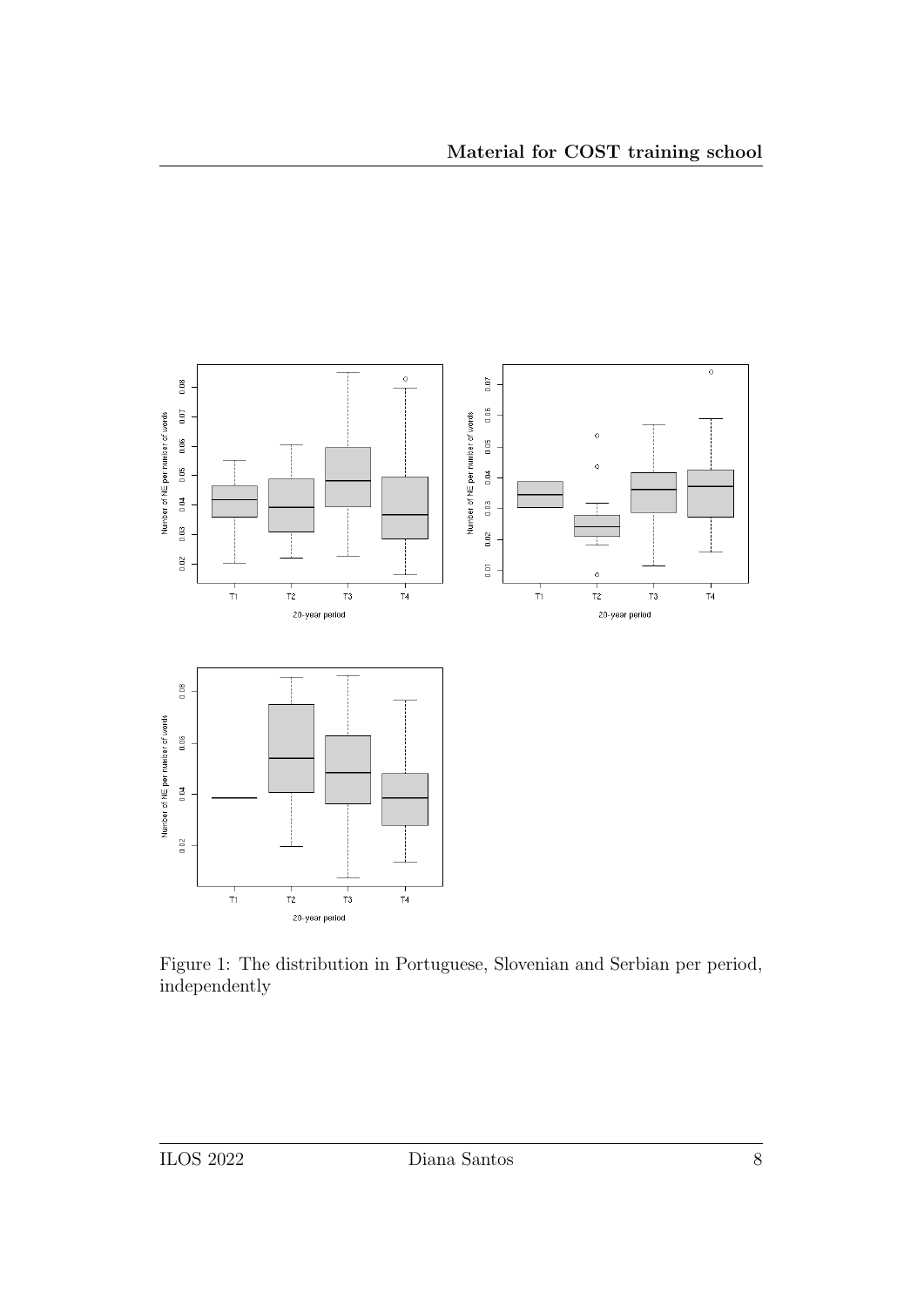Figure 1: The distribution in Portuguese, Slovenian and Serbian per period, independently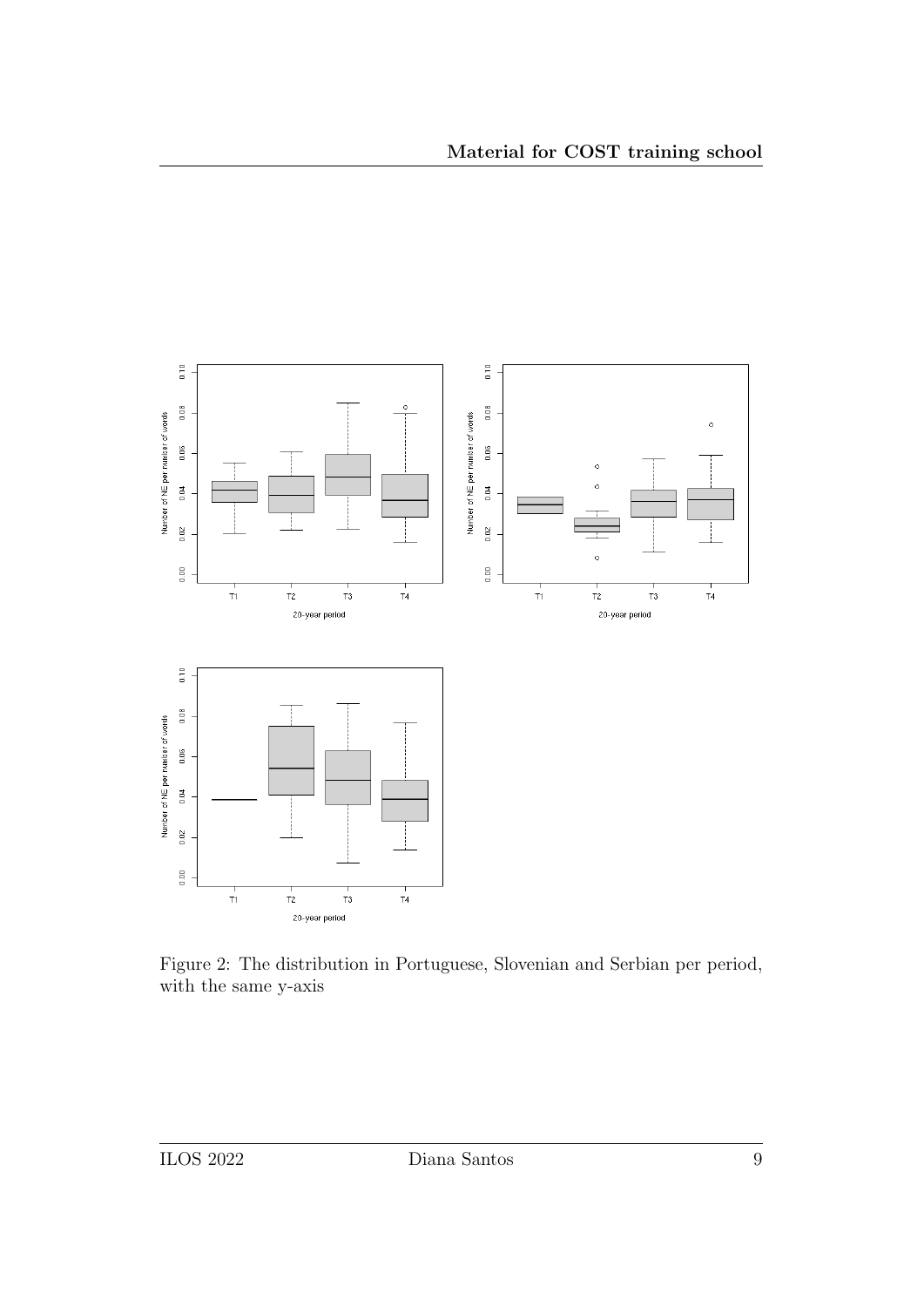Figure 2: The distribution in Portuguese, Slovenian and Serbian per period, with the same y-axis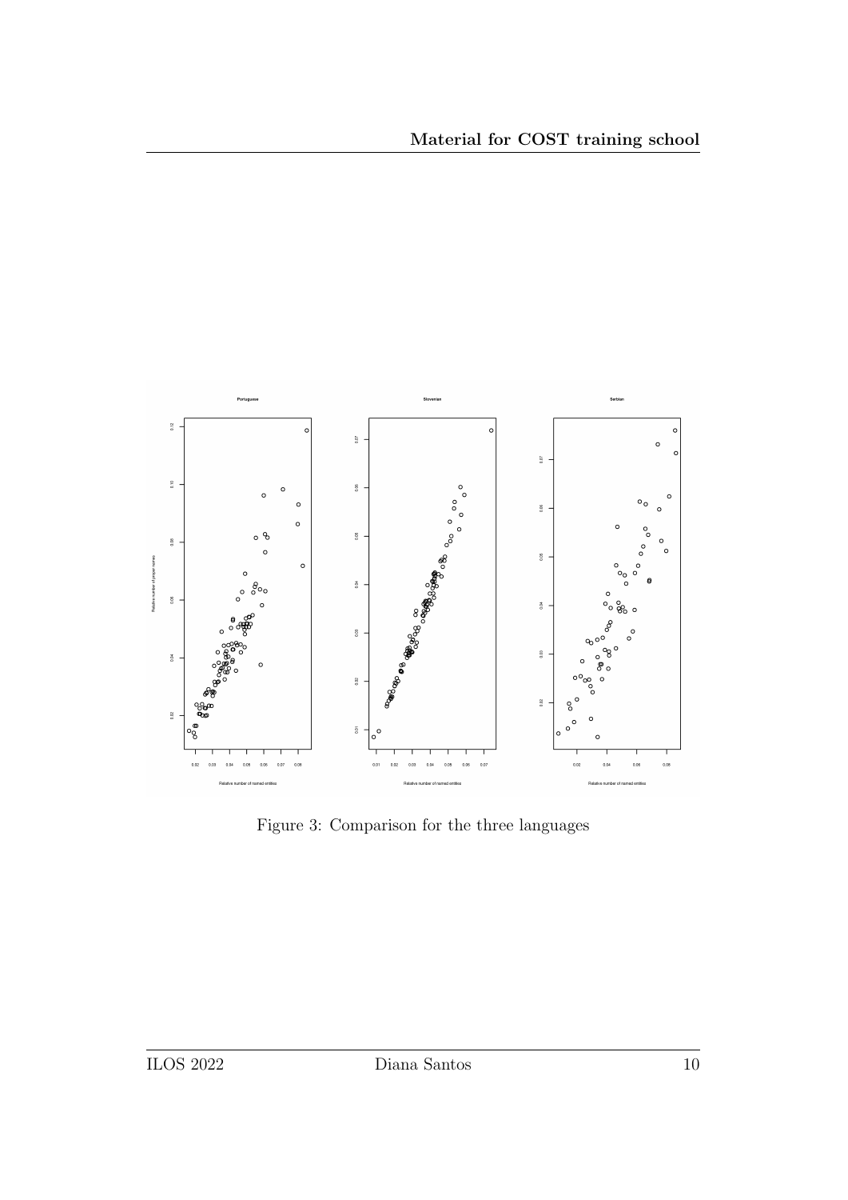Portuguese

0.12

0.10

0.08

0.06

0.04

0.02

Relative number of proper names

0.02 0.03 0.04 0.05 0.06 0.07 0.08

Relative number of named entities

Slovenian

0.07

0.06

0.05

0.04

0.03

0.02

0.01

0.01 0.02 0.03 0.04 0.05 0.06 0.07

Relative number of named entities

Serbian

0.07

0.06

0.05

0.04

0.03

0.02

0.02 0.04 0.06 0.08

Relative number of named entities

Figure 3: Comparison for the three languages